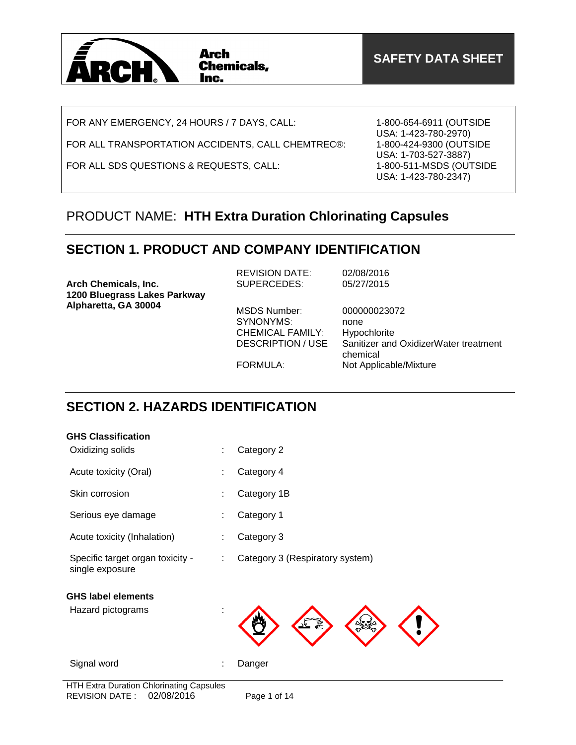Arch Chemicals, Inc.

**SAFETY DATA SHEET**

| | |
|---|---|
| FOR ANY EMERGENCY, 24 HOURS / 7 DAYS, CALL: | 1-800-654-6911 (OUTSIDE USA: 1-423-780-2970) |
| FOR ALL TRANSPORTATION ACCIDENTS, CALL CHEMTREC®: | 1-800-424-9300 (OUTSIDE USA: 1-703-527-3887) |
| FOR ALL SDS QUESTIONS & REQUESTS, CALL: | 1-800-511-MSDS (OUTSIDE USA: 1-423-780-2347) |

# PRODUCT NAME: **HTH Extra Duration Chlorinating Capsules**

## SECTION 1. PRODUCT AND COMPANY IDENTIFICATION

**Arch Chemicals, Inc.**
**1200 Bluegrass Lakes Parkway**
**Alpharetta, GA 30004**

| | |
|---|---|
| REVISION DATE: | 02/08/2016 |
| SUPERCEDES: | 05/27/2015 |
| MSDS Number: | 000000023072 |
| SYNONYMS: | none |
| CHEMICAL FAMILY: | Hypochlorite |
| DESCRIPTION / USE | Sanitizer and OxidizerWater treatment chemical |
| FORMULA: | Not Applicable/Mixture |

## SECTION 2. HAZARDS IDENTIFICATION

**GHS Classification**

| | | |
|---|---|---|
| Oxidizing solids | : | Category 2 |
| Acute toxicity (Oral) | : | Category 4 |
| Skin corrosion | : | Category 1B |
| Serious eye damage | : | Category 1 |
| Acute toxicity (Inhalation) | : | Category 3 |
| Specific target organ toxicity - single exposure | : | Category 3 (Respiratory system) |

**GHS label elements**

Hazard pictograms :

Signal word : Danger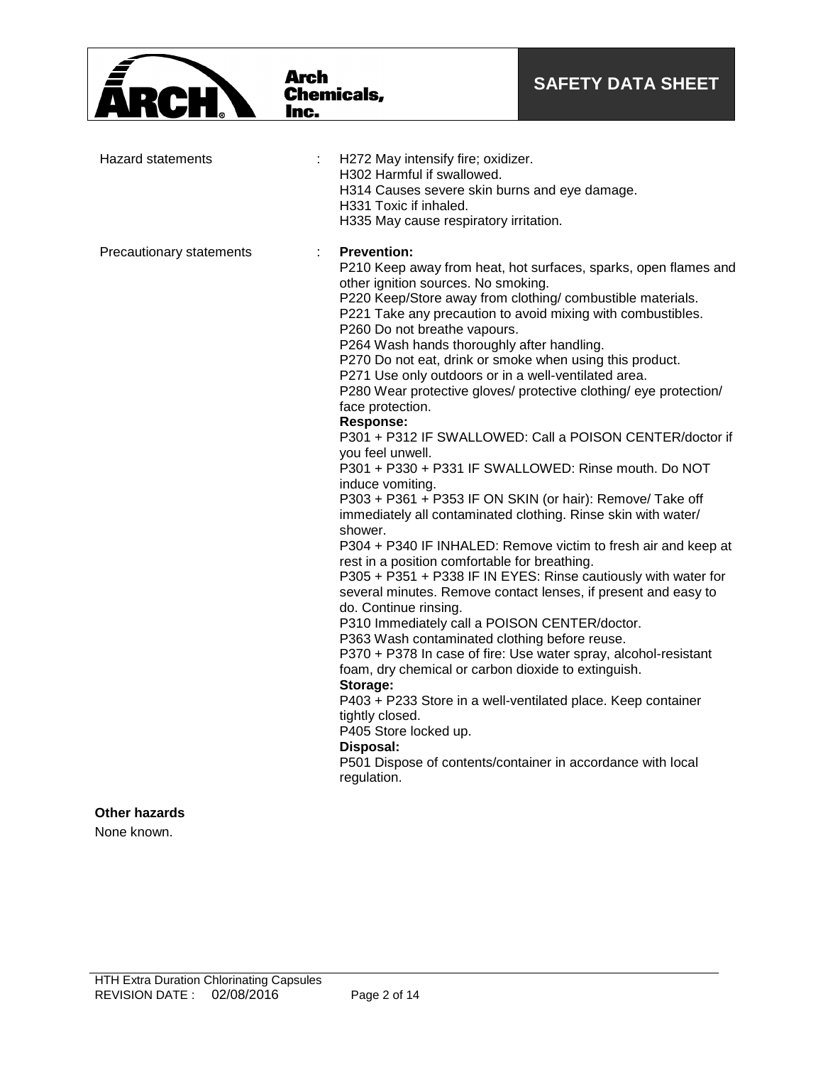Hazard statements : H272 May intensify fire; oxidizer.
H302 Harmful if swallowed.
H314 Causes severe skin burns and eye damage.
H331 Toxic if inhaled.
H335 May cause respiratory irritation.

Precautionary statements :

**Prevention:**
P210 Keep away from heat, hot surfaces, sparks, open flames and other ignition sources. No smoking.
P220 Keep/Store away from clothing/ combustible materials.
P221 Take any precaution to avoid mixing with combustibles.
P260 Do not breathe vapours.
P264 Wash hands thoroughly after handling.
P270 Do not eat, drink or smoke when using this product.
P271 Use only outdoors or in a well-ventilated area.
P280 Wear protective gloves/ protective clothing/ eye protection/ face protection.

**Response:**
P301 + P312 IF SWALLOWED: Call a POISON CENTER/doctor if you feel unwell.
P301 + P330 + P331 IF SWALLOWED: Rinse mouth. Do NOT induce vomiting.
P303 + P361 + P353 IF ON SKIN (or hair): Remove/ Take off immediately all contaminated clothing. Rinse skin with water/ shower.
P304 + P340 IF INHALED: Remove victim to fresh air and keep at rest in a position comfortable for breathing.
P305 + P351 + P338 IF IN EYES: Rinse cautiously with water for several minutes. Remove contact lenses, if present and easy to do. Continue rinsing.
P310 Immediately call a POISON CENTER/doctor.
P363 Wash contaminated clothing before reuse.
P370 + P378 In case of fire: Use water spray, alcohol-resistant foam, dry chemical or carbon dioxide to extinguish.

**Storage:**
P403 + P233 Store in a well-ventilated place. Keep container tightly closed.
P405 Store locked up.

**Disposal:**
P501 Dispose of contents/container in accordance with local regulation.

**Other hazards**

None known.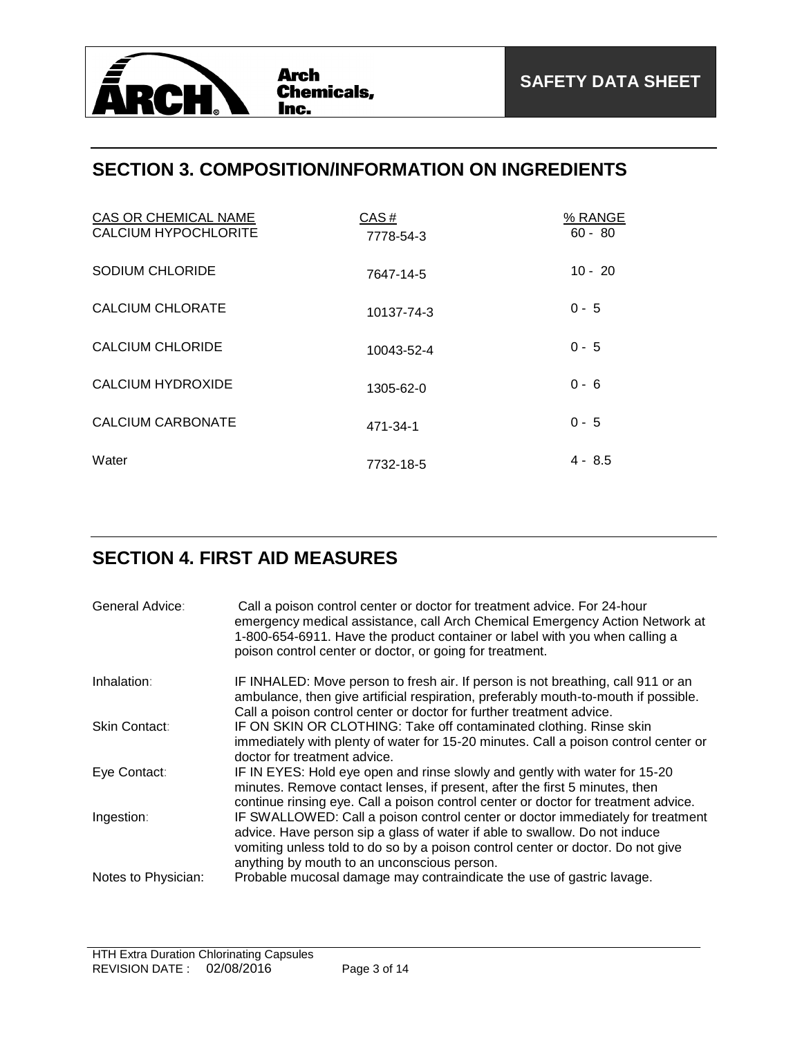## SECTION 3. COMPOSITION/INFORMATION ON INGREDIENTS

| CAS OR CHEMICAL NAME | CAS # | % RANGE |
|---|---|---|
| CALCIUM HYPOCHLORITE | 7778-54-3 | 60 - 80 |
| SODIUM CHLORIDE | 7647-14-5 | 10 - 20 |
| CALCIUM CHLORATE | 10137-74-3 | 0 - 5 |
| CALCIUM CHLORIDE | 10043-52-4 | 0 - 5 |
| CALCIUM HYDROXIDE | 1305-62-0 | 0 - 6 |
| CALCIUM CARBONATE | 471-34-1 | 0 - 5 |
| Water | 7732-18-5 | 4 - 8.5 |

## SECTION 4. FIRST AID MEASURES

**General Advice:** Call a poison control center or doctor for treatment advice. For 24-hour emergency medical assistance, call Arch Chemical Emergency Action Network at 1-800-654-6911. Have the product container or label with you when calling a poison control center or doctor, or going for treatment.

**Inhalation:** IF INHALED: Move person to fresh air. If person is not breathing, call 911 or an ambulance, then give artificial respiration, preferably mouth-to-mouth if possible. Call a poison control center or doctor for further treatment advice.

**Skin Contact:** IF ON SKIN OR CLOTHING: Take off contaminated clothing. Rinse skin immediately with plenty of water for 15-20 minutes. Call a poison control center or doctor for treatment advice.

**Eye Contact:** IF IN EYES: Hold eye open and rinse slowly and gently with water for 15-20 minutes. Remove contact lenses, if present, after the first 5 minutes, then continue rinsing eye. Call a poison control center or doctor for treatment advice.

**Ingestion:** IF SWALLOWED: Call a poison control center or doctor immediately for treatment advice. Have person sip a glass of water if able to swallow. Do not induce vomiting unless told to do so by a poison control center or doctor. Do not give anything by mouth to an unconscious person.

**Notes to Physician:** Probable mucosal damage may contraindicate the use of gastric lavage.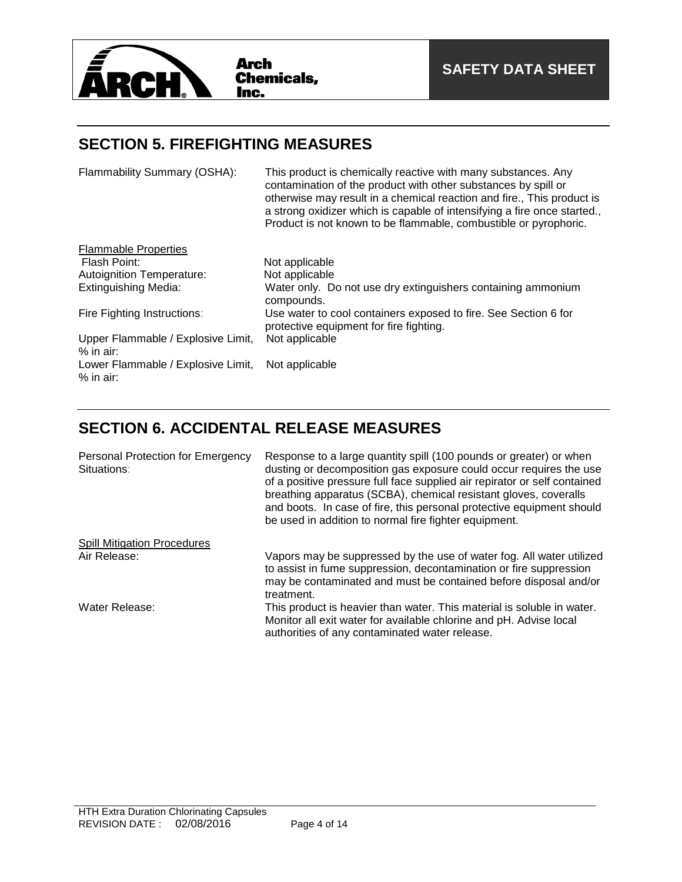## SECTION 5. FIREFIGHTING MEASURES

| | |
|---|---|
| Flammability Summary (OSHA): | This product is chemically reactive with many substances. Any contamination of the product with other substances by spill or otherwise may result in a chemical reaction and fire., This product is a strong oxidizer which is capable of intensifying a fire once started., Product is not known to be flammable, combustible or pyrophoric. |

<u>Flammable Properties</u>

| | |
|---|---|
| Flash Point: | Not applicable |
| Autoignition Temperature: | Not applicable |
| Extinguishing Media: | Water only. Do not use dry extinguishers containing ammonium compounds. |
| Fire Fighting Instructions: | Use water to cool containers exposed to fire. See Section 6 for protective equipment for fire fighting. |
| Upper Flammable / Explosive Limit, % in air: | Not applicable |
| Lower Flammable / Explosive Limit, % in air: | Not applicable |

## SECTION 6. ACCIDENTAL RELEASE MEASURES

| | |
|---|---|
| Personal Protection for Emergency Situations: | Response to a large quantity spill (100 pounds or greater) or when dusting or decomposition gas exposure could occur requires the use of a positive pressure full face supplied air repirator or self contained breathing apparatus (SCBA), chemical resistant gloves, coveralls and boots. In case of fire, this personal protective equipment should be used in addition to normal fire fighter equipment. |

<u>Spill Mitigation Procedures</u>

| | |
|---|---|
| Air Release: | Vapors may be suppressed by the use of water fog. All water utilized to assist in fume suppression, decontamination or fire suppression may be contaminated and must be contained before disposal and/or treatment. |
| Water Release: | This product is heavier than water. This material is soluble in water. Monitor all exit water for available chlorine and pH. Advise local authorities of any contaminated water release. |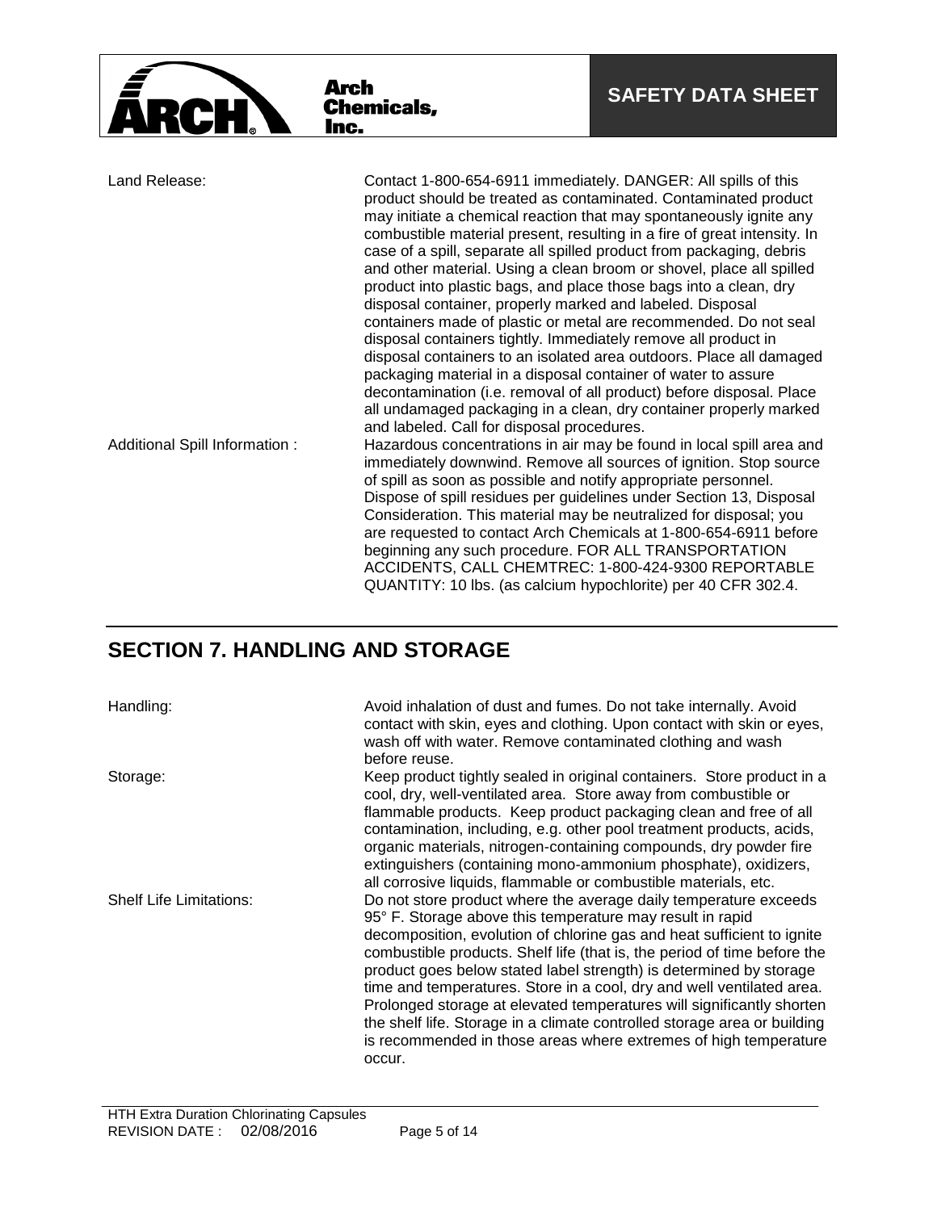| | |
|---|---|
| Land Release: | Contact 1-800-654-6911 immediately. DANGER: All spills of this product should be treated as contaminated. Contaminated product may initiate a chemical reaction that may spontaneously ignite any combustible material present, resulting in a fire of great intensity. In case of a spill, separate all spilled product from packaging, debris and other material. Using a clean broom or shovel, place all spilled product into plastic bags, and place those bags into a clean, dry disposal container, properly marked and labeled. Disposal containers made of plastic or metal are recommended. Do not seal disposal containers tightly. Immediately remove all product in disposal containers to an isolated area outdoors. Place all damaged packaging material in a disposal container of water to assure decontamination (i.e. removal of all product) before disposal. Place all undamaged packaging in a clean, dry container properly marked and labeled. Call for disposal procedures. |
| Additional Spill Information : | Hazardous concentrations in air may be found in local spill area and immediately downwind. Remove all sources of ignition. Stop source of spill as soon as possible and notify appropriate personnel. Dispose of spill residues per guidelines under Section 13, Disposal Consideration. This material may be neutralized for disposal; you are requested to contact Arch Chemicals at 1-800-654-6911 before beginning any such procedure. FOR ALL TRANSPORTATION ACCIDENTS, CALL CHEMTREC: 1-800-424-9300 REPORTABLE QUANTITY: 10 lbs. (as calcium hypochlorite) per 40 CFR 302.4. |

## SECTION 7. HANDLING AND STORAGE

| | |
|---|---|
| Handling: | Avoid inhalation of dust and fumes. Do not take internally. Avoid contact with skin, eyes and clothing. Upon contact with skin or eyes, wash off with water. Remove contaminated clothing and wash before reuse. |
| Storage: | Keep product tightly sealed in original containers. Store product in a cool, dry, well-ventilated area. Store away from combustible or flammable products. Keep product packaging clean and free of all contamination, including, e.g. other pool treatment products, acids, organic materials, nitrogen-containing compounds, dry powder fire extinguishers (containing mono-ammonium phosphate), oxidizers, all corrosive liquids, flammable or combustible materials, etc. |
| Shelf Life Limitations: | Do not store product where the average daily temperature exceeds 95° F. Storage above this temperature may result in rapid decomposition, evolution of chlorine gas and heat sufficient to ignite combustible products. Shelf life (that is, the period of time before the product goes below stated label strength) is determined by storage time and temperatures. Store in a cool, dry and well ventilated area. Prolonged storage at elevated temperatures will significantly shorten the shelf life. Storage in a climate controlled storage area or building is recommended in those areas where extremes of high temperature occur. |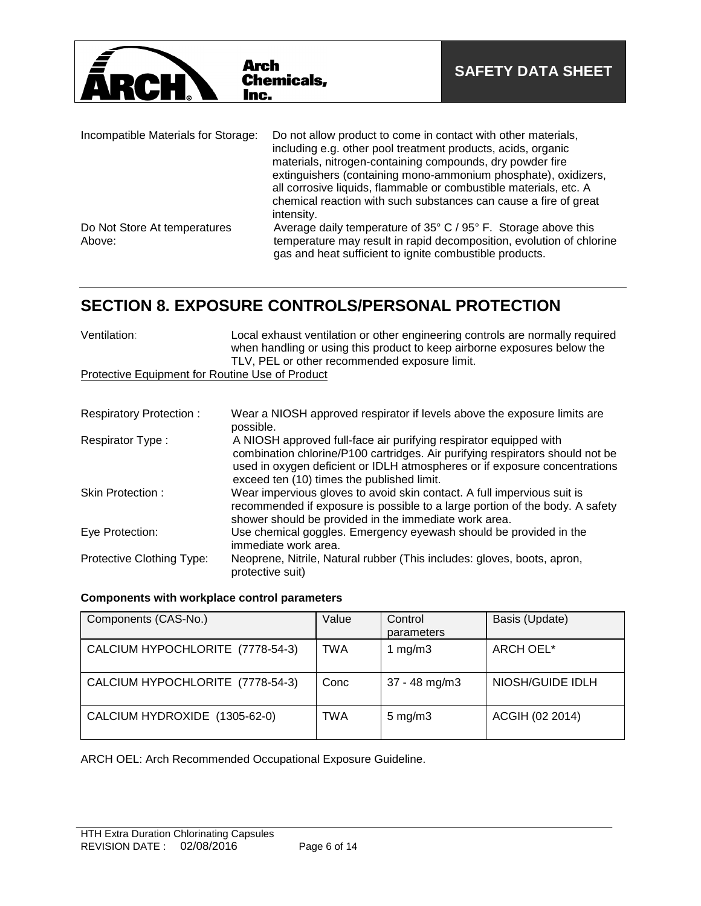| | |
|---|---|
| Incompatible Materials for Storage: | Do not allow product to come in contact with other materials, including e.g. other pool treatment products, acids, organic materials, nitrogen-containing compounds, dry powder fire extinguishers (containing mono-ammonium phosphate), oxidizers, all corrosive liquids, flammable or combustible materials, etc. A chemical reaction with such substances can cause a fire of great intensity. |
| Do Not Store At temperatures Above: | Average daily temperature of 35° C / 95° F. Storage above this temperature may result in rapid decomposition, evolution of chlorine gas and heat sufficient to ignite combustible products. |

## SECTION 8. EXPOSURE CONTROLS/PERSONAL PROTECTION

| | |
|---|---|
| Ventilation: | Local exhaust ventilation or other engineering controls are normally required when handling or using this product to keep airborne exposures below the TLV, PEL or other recommended exposure limit. |

Protective Equipment for Routine Use of Product

| | |
|---|---|
| Respiratory Protection : | Wear a NIOSH approved respirator if levels above the exposure limits are possible. |
| Respirator Type : | A NIOSH approved full-face air purifying respirator equipped with combination chlorine/P100 cartridges. Air purifying respirators should not be used in oxygen deficient or IDLH atmospheres or if exposure concentrations exceed ten (10) times the published limit. |
| Skin Protection : | Wear impervious gloves to avoid skin contact. A full impervious suit is recommended if exposure is possible to a large portion of the body. A safety shower should be provided in the immediate work area. |
| Eye Protection: | Use chemical goggles. Emergency eyewash should be provided in the immediate work area. |
| Protective Clothing Type: | Neoprene, Nitrile, Natural rubber (This includes: gloves, boots, apron, protective suit) |

**Components with workplace control parameters**

| Components (CAS-No.) | Value | Control parameters | Basis (Update) |
|---|---|---|---|
| CALCIUM HYPOCHLORITE (7778-54-3) | TWA | 1 mg/m3 | ARCH OEL* |
| CALCIUM HYPOCHLORITE (7778-54-3) | Conc | 37 - 48 mg/m3 | NIOSH/GUIDE IDLH |
| CALCIUM HYDROXIDE (1305-62-0) | TWA | 5 mg/m3 | ACGIH (02 2014) |

ARCH OEL: Arch Recommended Occupational Exposure Guideline.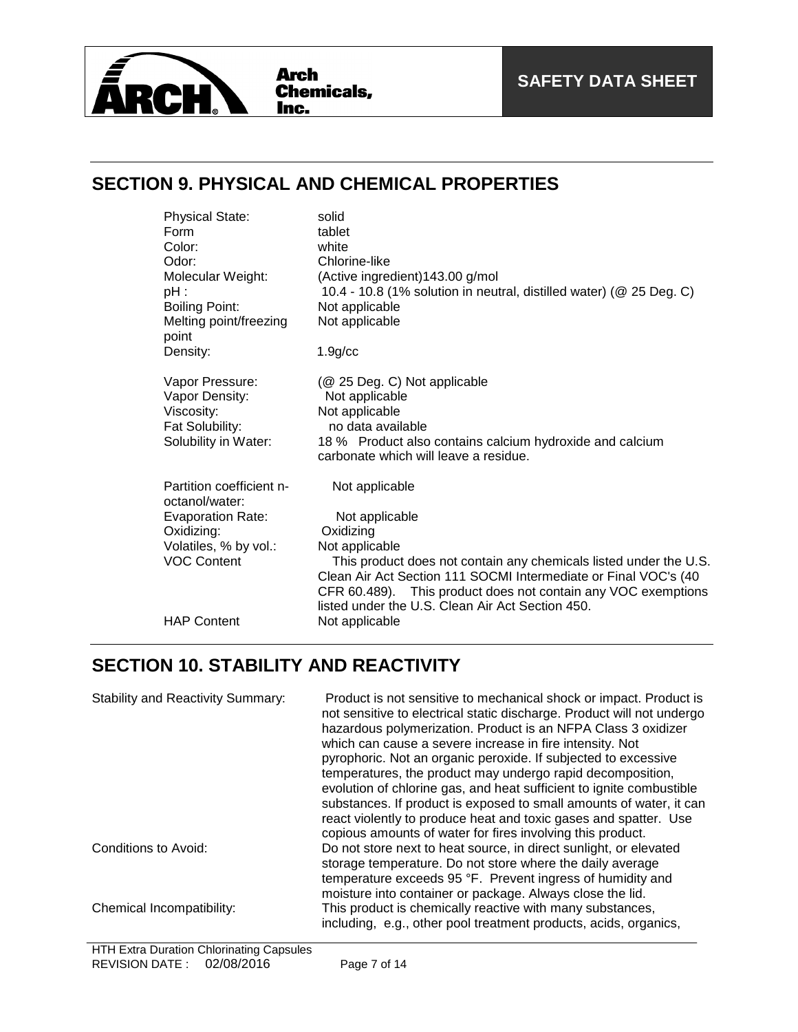## SECTION 9. PHYSICAL AND CHEMICAL PROPERTIES

| | |
|---|---|
| Physical State: | solid |
| Form | tablet |
| Color: | white |
| Odor: | Chlorine-like |
| Molecular Weight: | (Active ingredient)143.00 g/mol |
| pH : | 10.4 - 10.8 (1% solution in neutral, distilled water) (@ 25 Deg. C) |
| Boiling Point: | Not applicable |
| Melting point/freezing point | Not applicable |
| Density: | 1.9g/cc |
| Vapor Pressure: | (@ 25 Deg. C) Not applicable |
| Vapor Density: | Not applicable |
| Viscosity: | Not applicable |
| Fat Solubility: | no data available |
| Solubility in Water: | 18 % Product also contains calcium hydroxide and calcium carbonate which will leave a residue. |
| Partition coefficient n-octanol/water: | Not applicable |
| Evaporation Rate: | Not applicable |
| Oxidizing: | Oxidizing |
| Volatiles, % by vol.: | Not applicable |
| VOC Content | This product does not contain any chemicals listed under the U.S. Clean Air Act Section 111 SOCMI Intermediate or Final VOC's (40 CFR 60.489). This product does not contain any VOC exemptions listed under the U.S. Clean Air Act Section 450. |
| HAP Content | Not applicable |

## SECTION 10. STABILITY AND REACTIVITY

| | |
|---|---|
| Stability and Reactivity Summary: | Product is not sensitive to mechanical shock or impact. Product is not sensitive to electrical static discharge. Product will not undergo hazardous polymerization. Product is an NFPA Class 3 oxidizer which can cause a severe increase in fire intensity. Not pyrophoric. Not an organic peroxide. If subjected to excessive temperatures, the product may undergo rapid decomposition, evolution of chlorine gas, and heat sufficient to ignite combustible substances. If product is exposed to small amounts of water, it can react violently to produce heat and toxic gases and spatter. Use copious amounts of water for fires involving this product. |
| Conditions to Avoid: | Do not store next to heat source, in direct sunlight, or elevated storage temperature. Do not store where the daily average temperature exceeds 95 °F. Prevent ingress of humidity and moisture into container or package. Always close the lid. |
| Chemical Incompatibility: | This product is chemically reactive with many substances, including, e.g., other pool treatment products, acids, organics, |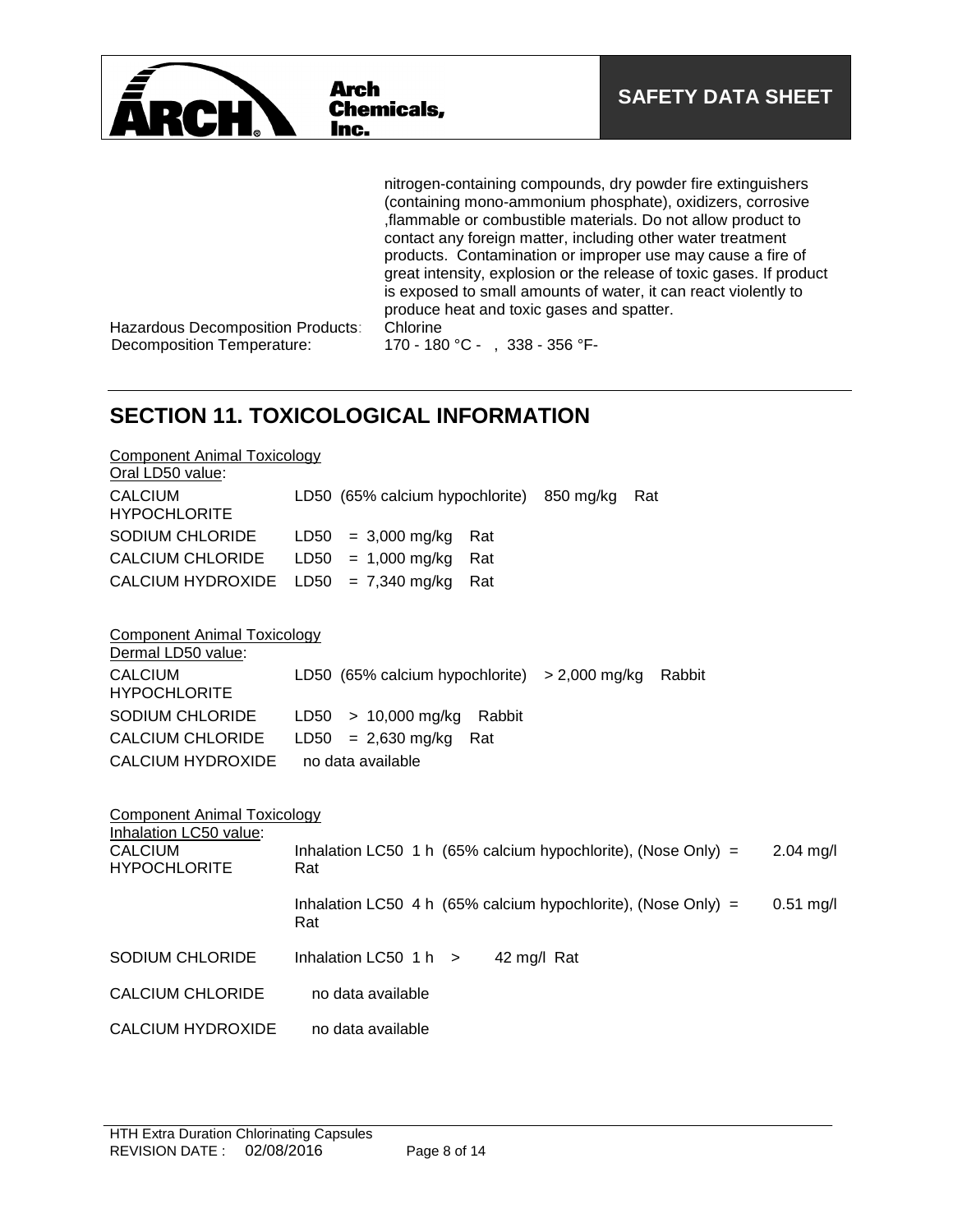nitrogen-containing compounds, dry powder fire extinguishers (containing mono-ammonium phosphate), oxidizers, corrosive ,flammable or combustible materials. Do not allow product to contact any foreign matter, including other water treatment products. Contamination or improper use may cause a fire of great intensity, explosion or the release of toxic gases. If product is exposed to small amounts of water, it can react violently to produce heat and toxic gases and spatter.

Hazardous Decomposition Products: Chlorine

Decomposition Temperature: 170 - 180 °C - , 338 - 356 °F-

## SECTION 11. TOXICOLOGICAL INFORMATION

Component Animal Toxicology
Oral LD50 value:

| | |
|---|---|
| CALCIUM HYPOCHLORITE | LD50 (65% calcium hypochlorite) 850 mg/kg Rat |
| SODIUM CHLORIDE | LD50 = 3,000 mg/kg Rat |
| CALCIUM CHLORIDE | LD50 = 1,000 mg/kg Rat |
| CALCIUM HYDROXIDE | LD50 = 7,340 mg/kg Rat |

Component Animal Toxicology
Dermal LD50 value:

| | |
|---|---|
| CALCIUM HYPOCHLORITE | LD50 (65% calcium hypochlorite) > 2,000 mg/kg Rabbit |
| SODIUM CHLORIDE | LD50 > 10,000 mg/kg Rabbit |
| CALCIUM CHLORIDE | LD50 = 2,630 mg/kg Rat |
| CALCIUM HYDROXIDE | no data available |

Component Animal Toxicology
Inhalation LC50 value:

| | | |
|---|---|---|
| CALCIUM HYPOCHLORITE | Inhalation LC50 1 h (65% calcium hypochlorite), (Nose Only) = Rat | 2.04 mg/l |
| | Inhalation LC50 4 h (65% calcium hypochlorite), (Nose Only) = Rat | 0.51 mg/l |
| SODIUM CHLORIDE | Inhalation LC50 1 h > 42 mg/l Rat | |
| CALCIUM CHLORIDE | no data available | |
| CALCIUM HYDROXIDE | no data available | |

HTH Extra Duration Chlorinating Capsules
REVISION DATE : 02/08/2016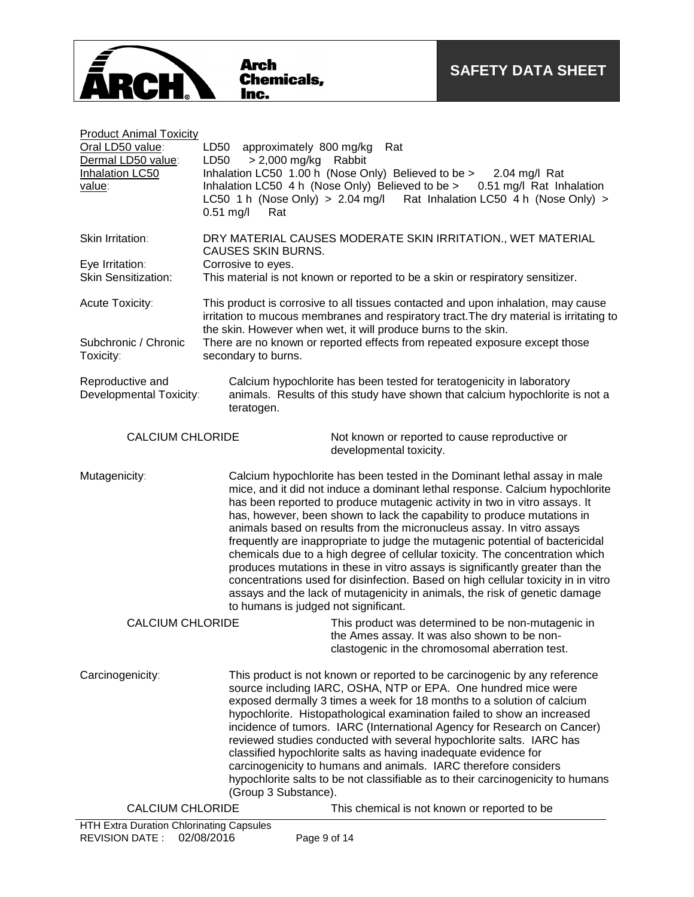Product Animal Toxicity

| | |
|---|---|
| Oral LD50 value: | LD50 approximately 800 mg/kg Rat |
| Dermal LD50 value: | LD50 > 2,000 mg/kg Rabbit |
| Inhalation LC50 value: | Inhalation LC50 1.00 h (Nose Only) Believed to be > 2.04 mg/l Rat Inhalation LC50 4 h (Nose Only) Believed to be > 0.51 mg/l Rat Inhalation LC50 1 h (Nose Only) > 2.04 mg/l Rat Inhalation LC50 4 h (Nose Only) > 0.51 mg/l Rat |

Skin Irritation: DRY MATERIAL CAUSES MODERATE SKIN IRRITATION., WET MATERIAL CAUSES SKIN BURNS.

Eye Irritation: Corrosive to eyes.

Skin Sensitization: This material is not known or reported to be a skin or respiratory sensitizer.

Acute Toxicity: This product is corrosive to all tissues contacted and upon inhalation, may cause irritation to mucous membranes and respiratory tract.The dry material is irritating to the skin. However when wet, it will produce burns to the skin.

Subchronic / Chronic Toxicity: There are no known or reported effects from repeated exposure except those secondary to burns.

Reproductive and Developmental Toxicity: Calcium hypochlorite has been tested for teratogenicity in laboratory animals. Results of this study have shown that calcium hypochlorite is not a teratogen.

CALCIUM CHLORIDE: Not known or reported to cause reproductive or developmental toxicity.

Mutagenicity: Calcium hypochlorite has been tested in the Dominant lethal assay in male mice, and it did not induce a dominant lethal response. Calcium hypochlorite has been reported to produce mutagenic activity in two in vitro assays. It has, however, been shown to lack the capability to produce mutations in animals based on results from the micronucleus assay. In vitro assays frequently are inappropriate to judge the mutagenic potential of bactericidal chemicals due to a high degree of cellular toxicity. The concentration which produces mutations in these in vitro assays is significantly greater than the concentrations used for disinfection. Based on high cellular toxicity in in vitro assays and the lack of mutagenicity in animals, the risk of genetic damage to humans is judged not significant.

CALCIUM CHLORIDE: This product was determined to be non-mutagenic in the Ames assay. It was also shown to be non-clastogenic in the chromosomal aberration test.

Carcinogenicity: This product is not known or reported to be carcinogenic by any reference source including IARC, OSHA, NTP or EPA. One hundred mice were exposed dermally 3 times a week for 18 months to a solution of calcium hypochlorite. Histopathological examination failed to show an increased incidence of tumors. IARC (International Agency for Research on Cancer) reviewed studies conducted with several hypochlorite salts. IARC has classified hypochlorite salts as having inadequate evidence for carcinogenicity to humans and animals. IARC therefore considers hypochlorite salts to be not classifiable as to their carcinogenicity to humans (Group 3 Substance).

CALCIUM CHLORIDE: This chemical is not known or reported to be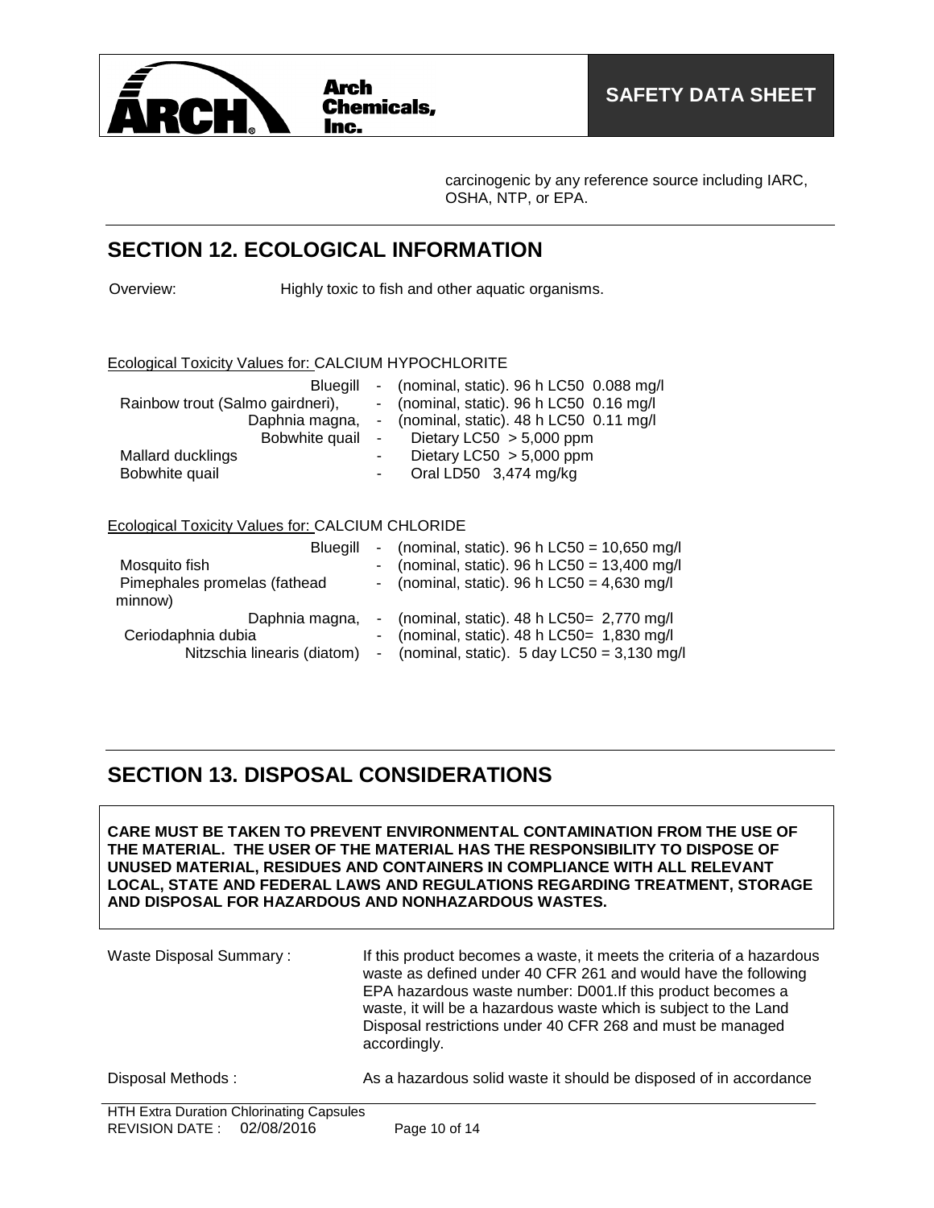carcinogenic by any reference source including IARC, OSHA, NTP, or EPA.

## SECTION 12. ECOLOGICAL INFORMATION

Overview: Highly toxic to fish and other aquatic organisms.

Ecological Toxicity Values for: CALCIUM HYPOCHLORITE

| Species | | Value |
|---|---|---|
| Bluegill | - | (nominal, static). 96 h LC50 0.088 mg/l |
| Rainbow trout (Salmo gairdneri), | - | (nominal, static). 96 h LC50 0.16 mg/l |
| Daphnia magna, | - | (nominal, static). 48 h LC50 0.11 mg/l |
| Bobwhite quail | - | Dietary LC50 > 5,000 ppm |
| Mallard ducklings | - | Dietary LC50 > 5,000 ppm |
| Bobwhite quail | - | Oral LD50 3,474 mg/kg |

Ecological Toxicity Values for: CALCIUM CHLORIDE

| Species | | Value |
|---|---|---|
| Bluegill | - | (nominal, static). 96 h LC50 = 10,650 mg/l |
| Mosquito fish | - | (nominal, static). 96 h LC50 = 13,400 mg/l |
| Pimephales promelas (fathead minnow) | - | (nominal, static). 96 h LC50 = 4,630 mg/l |
| Daphnia magna, | - | (nominal, static). 48 h LC50= 2,770 mg/l |
| Ceriodaphnia dubia | - | (nominal, static). 48 h LC50= 1,830 mg/l |
| Nitzschia linearis (diatom) | - | (nominal, static). 5 day LC50 = 3,130 mg/l |

## SECTION 13. DISPOSAL CONSIDERATIONS

**CARE MUST BE TAKEN TO PREVENT ENVIRONMENTAL CONTAMINATION FROM THE USE OF THE MATERIAL. THE USER OF THE MATERIAL HAS THE RESPONSIBILITY TO DISPOSE OF UNUSED MATERIAL, RESIDUES AND CONTAINERS IN COMPLIANCE WITH ALL RELEVANT LOCAL, STATE AND FEDERAL LAWS AND REGULATIONS REGARDING TREATMENT, STORAGE AND DISPOSAL FOR HAZARDOUS AND NONHAZARDOUS WASTES.**

Waste Disposal Summary : If this product becomes a waste, it meets the criteria of a hazardous waste as defined under 40 CFR 261 and would have the following EPA hazardous waste number: D001.If this product becomes a waste, it will be a hazardous waste which is subject to the Land Disposal restrictions under 40 CFR 268 and must be managed accordingly.

Disposal Methods : As a hazardous solid waste it should be disposed of in accordance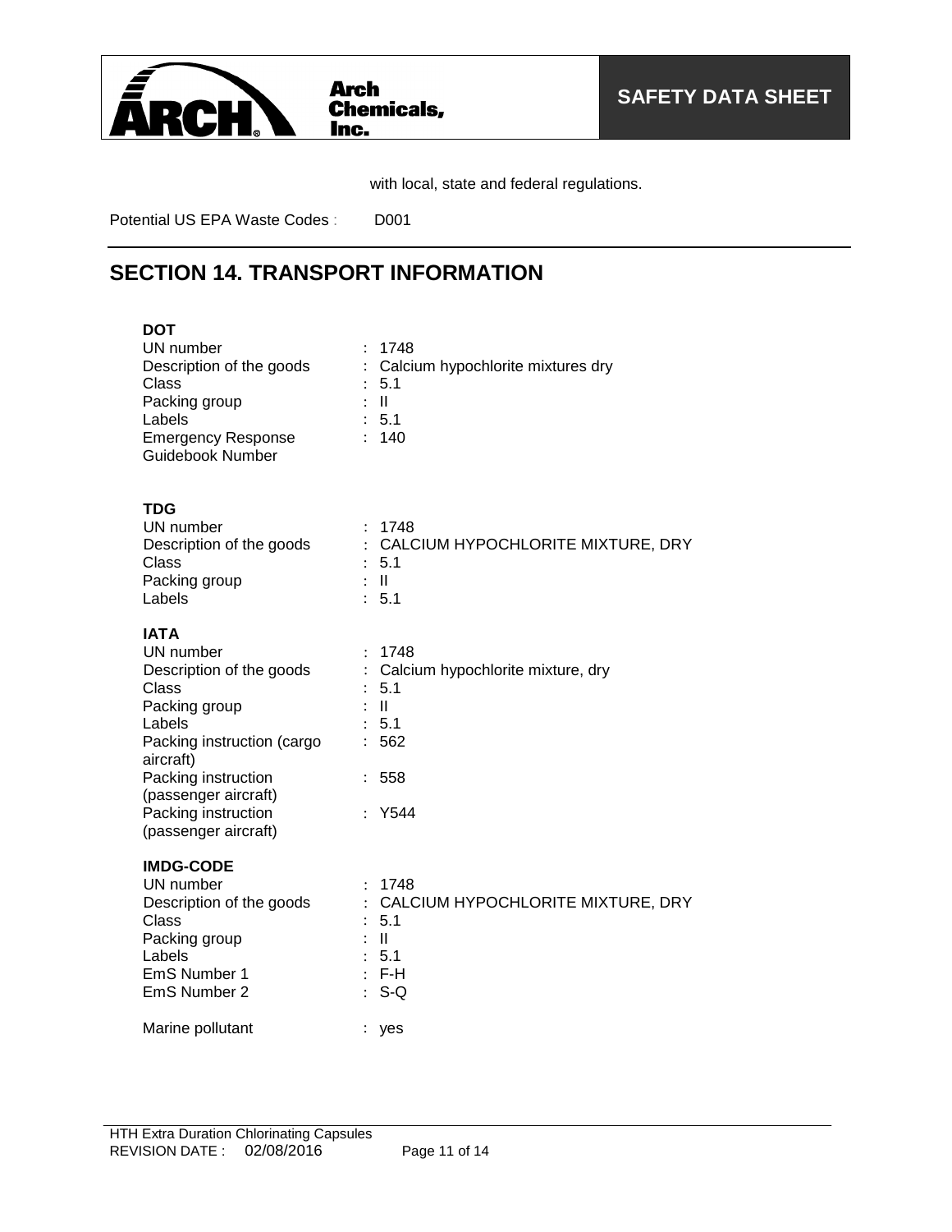with local, state and federal regulations.

Potential US EPA Waste Codes : D001

## SECTION 14. TRANSPORT INFORMATION

**DOT**

UN number : 1748
Description of the goods : Calcium hypochlorite mixtures dry
Class : 5.1
Packing group : II
Labels : 5.1
Emergency Response Guidebook Number : 140

**TDG**

UN number : 1748
Description of the goods : CALCIUM HYPOCHLORITE MIXTURE, DRY
Class : 5.1
Packing group : II
Labels : 5.1

**IATA**

UN number : 1748
Description of the goods : Calcium hypochlorite mixture, dry
Class : 5.1
Packing group : II
Labels : 5.1
Packing instruction (cargo aircraft) : 562
Packing instruction (passenger aircraft) : 558
Packing instruction (passenger aircraft) : Y544

**IMDG-CODE**

UN number : 1748
Description of the goods : CALCIUM HYPOCHLORITE MIXTURE, DRY
Class : 5.1
Packing group : II
Labels : 5.1
EmS Number 1 : F-H
EmS Number 2 : S-Q

Marine pollutant : yes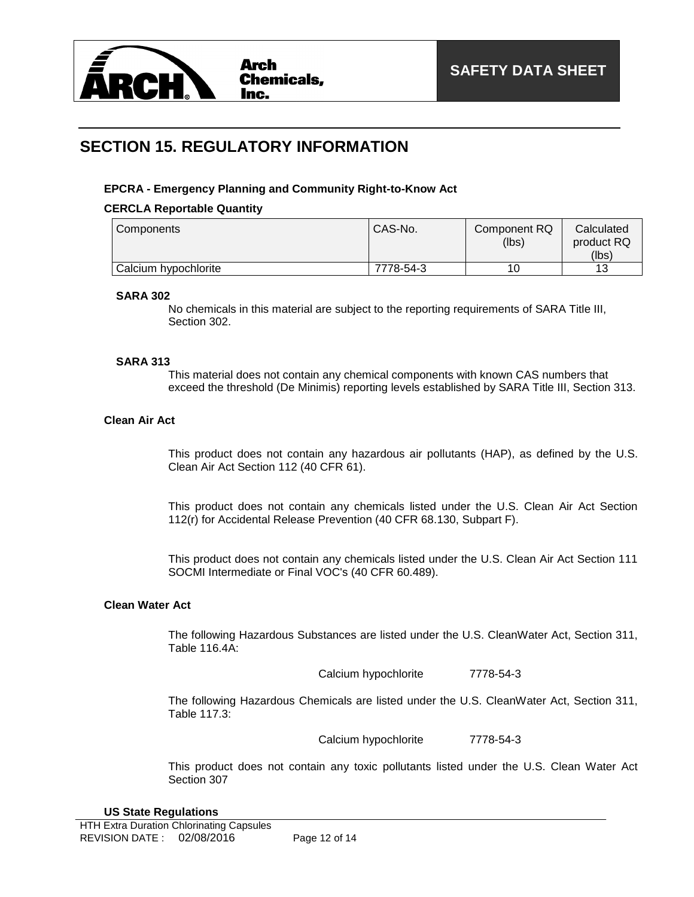## SECTION 15. REGULATORY INFORMATION

**EPCRA - Emergency Planning and Community Right-to-Know Act**

**CERCLA Reportable Quantity**

| Components | CAS-No. | Component RQ (lbs) | Calculated product RQ (lbs) |
|---|---|---|---|
| Calcium hypochlorite | 7778-54-3 | 10 | 13 |

**SARA 302**

No chemicals in this material are subject to the reporting requirements of SARA Title III, Section 302.

**SARA 313**

This material does not contain any chemical components with known CAS numbers that exceed the threshold (De Minimis) reporting levels established by SARA Title III, Section 313.

**Clean Air Act**

This product does not contain any hazardous air pollutants (HAP), as defined by the U.S. Clean Air Act Section 112 (40 CFR 61).

This product does not contain any chemicals listed under the U.S. Clean Air Act Section 112(r) for Accidental Release Prevention (40 CFR 68.130, Subpart F).

This product does not contain any chemicals listed under the U.S. Clean Air Act Section 111 SOCMI Intermediate or Final VOC's (40 CFR 60.489).

**Clean Water Act**

The following Hazardous Substances are listed under the U.S. CleanWater Act, Section 311, Table 116.4A:

Calcium hypochlorite 7778-54-3

The following Hazardous Chemicals are listed under the U.S. CleanWater Act, Section 311, Table 117.3:

Calcium hypochlorite 7778-54-3

This product does not contain any toxic pollutants listed under the U.S. Clean Water Act Section 307

**US State Regulations**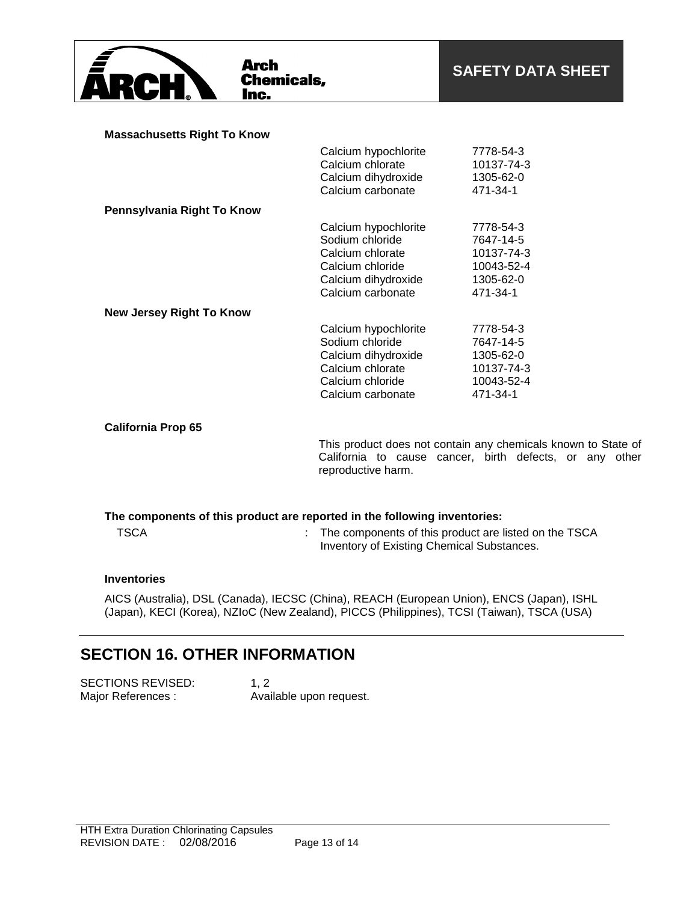**Massachusetts Right To Know**

| | |
|---|---|
| Calcium hypochlorite | 7778-54-3 |
| Calcium chlorate | 10137-74-3 |
| Calcium dihydroxide | 1305-62-0 |
| Calcium carbonate | 471-34-1 |

**Pennsylvania Right To Know**

| | |
|---|---|
| Calcium hypochlorite | 7778-54-3 |
| Sodium chloride | 7647-14-5 |
| Calcium chlorate | 10137-74-3 |
| Calcium chloride | 10043-52-4 |
| Calcium dihydroxide | 1305-62-0 |
| Calcium carbonate | 471-34-1 |

**New Jersey Right To Know**

| | |
|---|---|
| Calcium hypochlorite | 7778-54-3 |
| Sodium chloride | 7647-14-5 |
| Calcium dihydroxide | 1305-62-0 |
| Calcium chlorate | 10137-74-3 |
| Calcium chloride | 10043-52-4 |
| Calcium carbonate | 471-34-1 |

**California Prop 65**

This product does not contain any chemicals known to State of California to cause cancer, birth defects, or any other reproductive harm.

**The components of this product are reported in the following inventories:**

TSCA : The components of this product are listed on the TSCA Inventory of Existing Chemical Substances.

**Inventories**

AICS (Australia), DSL (Canada), IECSC (China), REACH (European Union), ENCS (Japan), ISHL (Japan), KECI (Korea), NZIoC (New Zealand), PICCS (Philippines), TCSI (Taiwan), TSCA (USA)

## SECTION 16. OTHER INFORMATION

SECTIONS REVISED: 1, 2
Major References : Available upon request.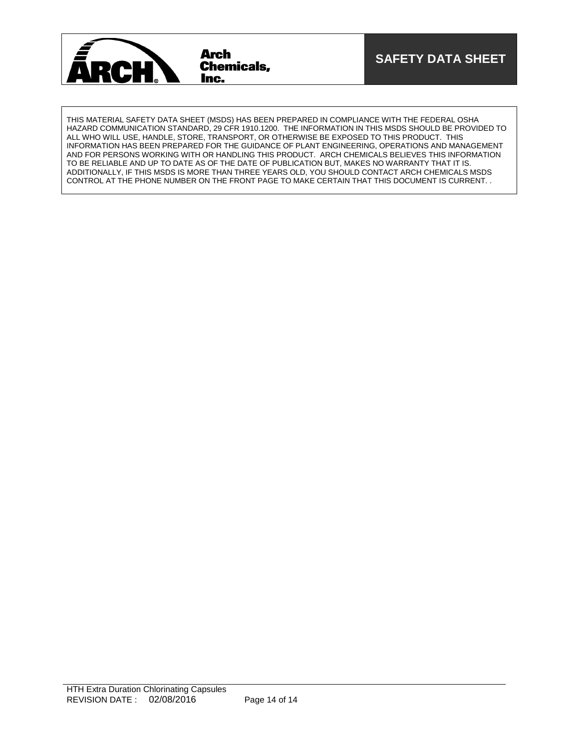Arch Chemicals, Inc.

**SAFETY DATA SHEET**

THIS MATERIAL SAFETY DATA SHEET (MSDS) HAS BEEN PREPARED IN COMPLIANCE WITH THE FEDERAL OSHA HAZARD COMMUNICATION STANDARD, 29 CFR 1910.1200. THE INFORMATION IN THIS MSDS SHOULD BE PROVIDED TO ALL WHO WILL USE, HANDLE, STORE, TRANSPORT, OR OTHERWISE BE EXPOSED TO THIS PRODUCT. THIS INFORMATION HAS BEEN PREPARED FOR THE GUIDANCE OF PLANT ENGINEERING, OPERATIONS AND MANAGEMENT AND FOR PERSONS WORKING WITH OR HANDLING THIS PRODUCT. ARCH CHEMICALS BELIEVES THIS INFORMATION TO BE RELIABLE AND UP TO DATE AS OF THE DATE OF PUBLICATION BUT, MAKES NO WARRANTY THAT IT IS. ADDITIONALLY, IF THIS MSDS IS MORE THAN THREE YEARS OLD, YOU SHOULD CONTACT ARCH CHEMICALS MSDS CONTROL AT THE PHONE NUMBER ON THE FRONT PAGE TO MAKE CERTAIN THAT THIS DOCUMENT IS CURRENT. .